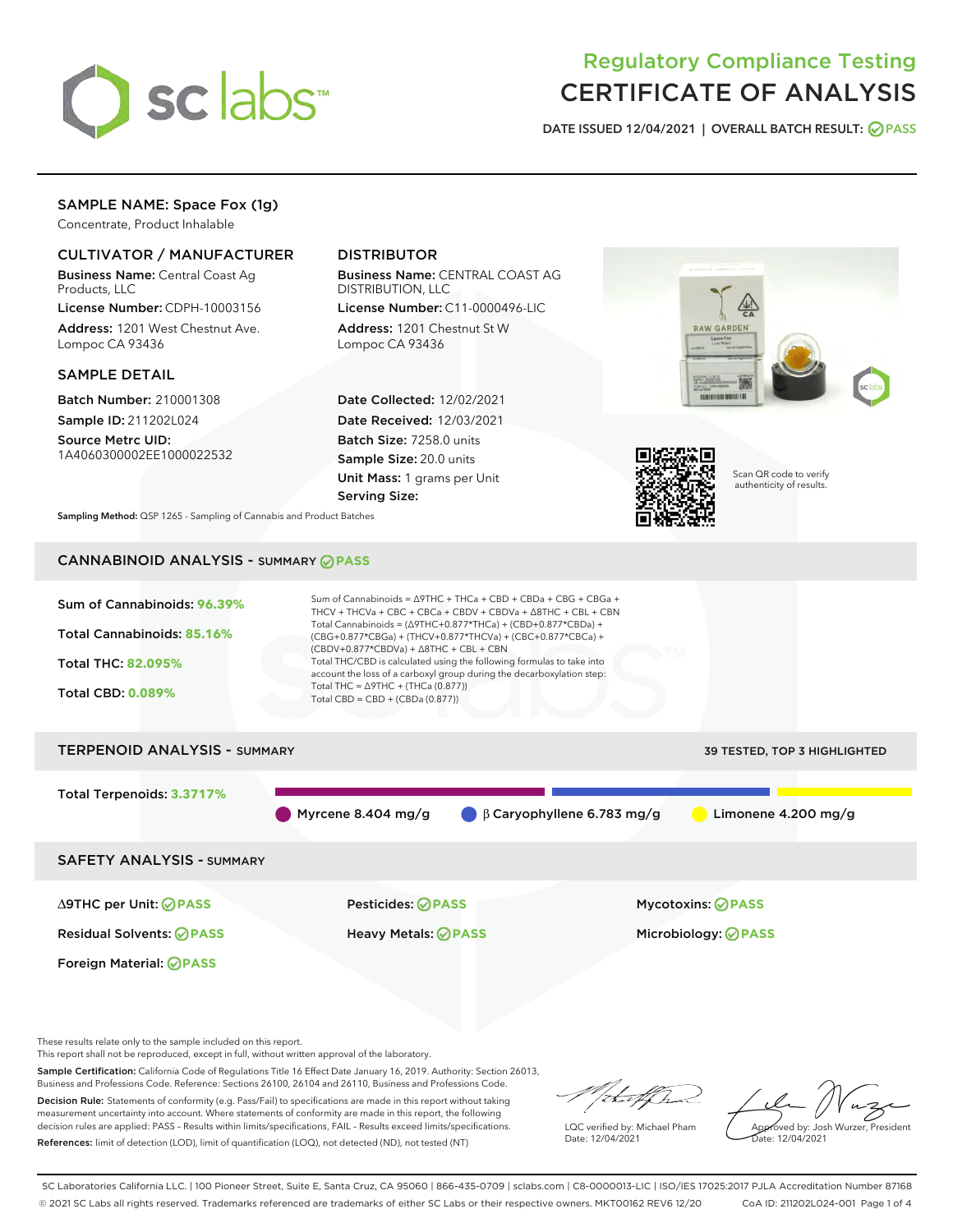# Regulatory Compliance Testing
# CERTIFICATE OF ANALYSIS

DATE ISSUED 12/04/2021 | OVERALL BATCH RESULT: PASS

## SAMPLE NAME: Space Fox (1g)

Concentrate, Product Inhalable

### CULTIVATOR / MANUFACTURER

**Business Name:** Central Coast Ag Products, LLC
**License Number:** CDPH-10003156
**Address:** 1201 West Chestnut Ave. Lompoc CA 93436

### DISTRIBUTOR

**Business Name:** CENTRAL COAST AG DISTRIBUTION, LLC
**License Number:** C11-0000496-LIC
**Address:** 1201 Chestnut St W Lompoc CA 93436

### SAMPLE DETAIL

**Batch Number:** 210001308
**Sample ID:** 211202L024
**Source Metrc UID:** 1A4060300002EE1000022532

**Date Collected:** 12/02/2021
**Date Received:** 12/03/2021
**Batch Size:** 7258.0 units
**Sample Size:** 20.0 units
**Unit Mass:** 1 grams per Unit
**Serving Size:**

Scan QR code to verify authenticity of results.

**Sampling Method:** QSP 1265 - Sampling of Cannabis and Product Batches

## CANNABINOID ANALYSIS - SUMMARY PASS

**Sum of Cannabinoids:** 96.39%
**Total Cannabinoids:** 85.16%
**Total THC:** 82.095%
**Total CBD:** 0.089%

Sum of Cannabinoids = Δ9THC + THCa + CBD + CBDa + CBG + CBGa + THCV + THCVa + CBC + CBCa + CBDV + CBDVa + Δ8THC + CBL + CBN
Total Cannabinoids = (Δ9THC+0.877*THCa) + (CBD+0.877*CBDa) + (CBG+0.877*CBGa) + (THCV+0.877*THCVa) + (CBC+0.877*CBCa) + (CBDV+0.877*CBDVa) + Δ8THC + CBL + CBN
Total THC/CBD is calculated using the following formulas to take into account the loss of a carboxyl group during the decarboxylation step:
Total THC = Δ9THC + (THCa (0.877))
Total CBD = CBD + (CBDa (0.877))

## TERPENOID ANALYSIS - SUMMARY

39 TESTED, TOP 3 HIGHLIGHTED

**Total Terpenoids:** 3.3717%

- Myrcene 8.404 mg/g
- β Caryophyllene 6.783 mg/g
- Limonene 4.200 mg/g

## SAFETY ANALYSIS - SUMMARY

| | | |
|---|---|---|
| Δ9THC per Unit: PASS | Pesticides: PASS | Mycotoxins: PASS |
| Residual Solvents: PASS | Heavy Metals: PASS | Microbiology: PASS |
| Foreign Material: PASS | | |

These results relate only to the sample included on this report.
This report shall not be reproduced, except in full, without written approval of the laboratory.

**Sample Certification:** California Code of Regulations Title 16 Effect Date January 16, 2019. Authority: Section 26013, Business and Professions Code. Reference: Sections 26100, 26104 and 26110, Business and Professions Code.

**Decision Rule:** Statements of conformity (e.g. Pass/Fail) to specifications are made in this report without taking measurement uncertainty into account. Where statements of conformity are made in this report, the following decision rules are applied: PASS – Results within limits/specifications, FAIL – Results exceed limits/specifications.

**References:** limit of detection (LOD), limit of quantification (LOQ), not detected (ND), not tested (NT)

LQC verified by: Michael Pham
Date: 12/04/2021

Approved by: Josh Wurzer, President
Date: 12/04/2021

SC Laboratories California LLC. | 100 Pioneer Street, Suite E, Santa Cruz, CA 95060 | 866-435-0709 | sclabs.com | C8-0000013-LIC | ISO/IES 17025:2017 PJLA Accreditation Number 87168
© 2021 SC Labs all rights reserved. Trademarks referenced are trademarks of either SC Labs or their respective owners. MKT00162 REV6 12/20 CoA ID: 211202L024-001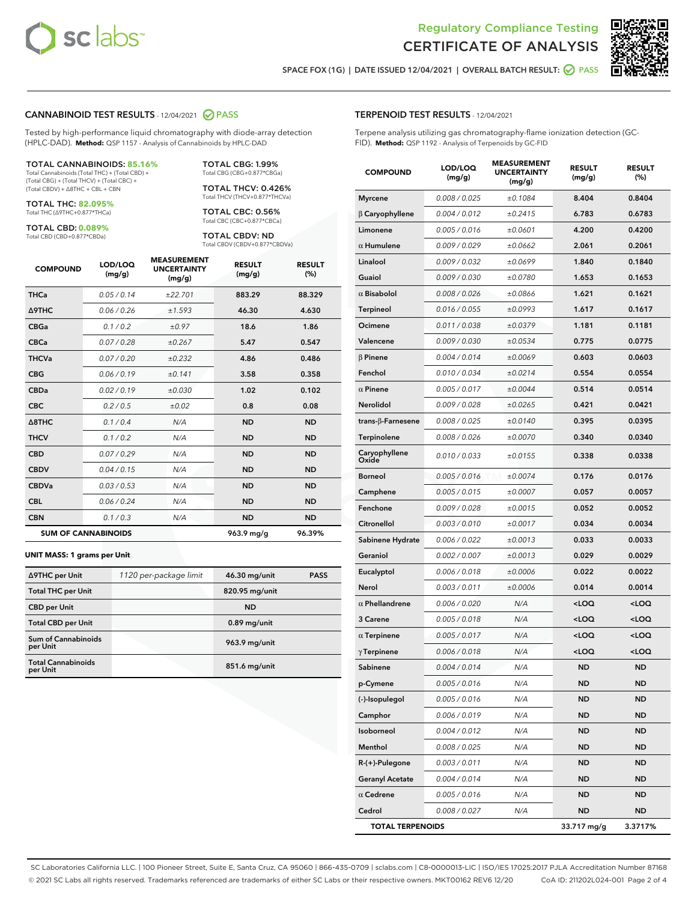Regulatory Compliance Testing

# CERTIFICATE OF ANALYSIS

SPACE FOX (1G) | DATE ISSUED 12/04/2021 | OVERALL BATCH RESULT: PASS

## CANNABINOID TEST RESULTS - 12/04/2021 PASS

Tested by high-performance liquid chromatography with diode-array detection (HPLC-DAD). **Method:** QSP 1157 - Analysis of Cannabinoids by HPLC-DAD

**TOTAL CANNABINOIDS: 85.16%**
Total Cannabinoids (Total THC) + (Total CBD) + (Total CBG) + (Total THCV) + (Total CBC) + (Total CBDV) + Δ8THC + CBL + CBN

**TOTAL THC: 82.095%**
Total THC (Δ9THC+0.877*THCa)

**TOTAL CBD: 0.089%**
Total CBD (CBD+0.877*CBDa)

**TOTAL CBG: 1.99%**
Total CBG (CBG+0.877*CBGa)

**TOTAL THCV: 0.426%**
Total THCV (THCV+0.877*THCVa)

**TOTAL CBC: 0.56%**
Total CBC (CBC+0.877*CBCa)

**TOTAL CBDV: ND**
Total CBDV (CBDV+0.877*CBDVa)

| COMPOUND | LOD/LOQ (mg/g) | MEASUREMENT UNCERTAINTY (mg/g) | RESULT (mg/g) | RESULT (%) |
|---|---|---|---|---|
| THCa | 0.05 / 0.14 | ±22.701 | 883.29 | 88.329 |
| Δ9THC | 0.06 / 0.26 | ±1.593 | 46.30 | 4.630 |
| CBGa | 0.1 / 0.2 | ±0.97 | 18.6 | 1.86 |
| CBCa | 0.07 / 0.28 | ±0.267 | 5.47 | 0.547 |
| THCVa | 0.07 / 0.20 | ±0.232 | 4.86 | 0.486 |
| CBG | 0.06 / 0.19 | ±0.141 | 3.58 | 0.358 |
| CBDa | 0.02 / 0.19 | ±0.030 | 1.02 | 0.102 |
| CBC | 0.2 / 0.5 | ±0.02 | 0.8 | 0.08 |
| Δ8THC | 0.1 / 0.4 | N/A | ND | ND |
| THCV | 0.1 / 0.2 | N/A | ND | ND |
| CBD | 0.07 / 0.29 | N/A | ND | ND |
| CBDV | 0.04 / 0.15 | N/A | ND | ND |
| CBDVa | 0.03 / 0.53 | N/A | ND | ND |
| CBL | 0.06 / 0.24 | N/A | ND | ND |
| CBN | 0.1 / 0.3 | N/A | ND | ND |
| **SUM OF CANNABINOIDS** | | | **963.9 mg/g** | **96.39%** |

**UNIT MASS: 1 grams per Unit**

| | | | |
|---|---|---|---|
| Δ9THC per Unit | 1120 per-package limit | 46.30 mg/unit | PASS |
| Total THC per Unit | | 820.95 mg/unit | |
| CBD per Unit | | ND | |
| Total CBD per Unit | | 0.89 mg/unit | |
| Sum of Cannabinoids per Unit | | 963.9 mg/unit | |
| Total Cannabinoids per Unit | | 851.6 mg/unit | |

## TERPENOID TEST RESULTS - 12/04/2021

Terpene analysis utilizing gas chromatography-flame ionization detection (GC-FID). **Method:** QSP 1192 - Analysis of Terpenoids by GC-FID

| COMPOUND | LOD/LOQ (mg/g) | MEASUREMENT UNCERTAINTY (mg/g) | RESULT (mg/g) | RESULT (%) |
|---|---|---|---|---|
| Myrcene | 0.008 / 0.025 | ±0.1084 | 8.404 | 0.8404 |
| β Caryophyllene | 0.004 / 0.012 | ±0.2415 | 6.783 | 0.6783 |
| Limonene | 0.005 / 0.016 | ±0.0601 | 4.200 | 0.4200 |
| α Humulene | 0.009 / 0.029 | ±0.0662 | 2.061 | 0.2061 |
| Linalool | 0.009 / 0.032 | ±0.0699 | 1.840 | 0.1840 |
| Guaiol | 0.009 / 0.030 | ±0.0780 | 1.653 | 0.1653 |
| α Bisabolol | 0.008 / 0.026 | ±0.0866 | 1.621 | 0.1621 |
| Terpineol | 0.016 / 0.055 | ±0.0993 | 1.617 | 0.1617 |
| Ocimene | 0.011 / 0.038 | ±0.0379 | 1.181 | 0.1181 |
| Valencene | 0.009 / 0.030 | ±0.0534 | 0.775 | 0.0775 |
| β Pinene | 0.004 / 0.014 | ±0.0069 | 0.603 | 0.0603 |
| Fenchol | 0.010 / 0.034 | ±0.0214 | 0.554 | 0.0554 |
| α Pinene | 0.005 / 0.017 | ±0.0044 | 0.514 | 0.0514 |
| Nerolidol | 0.009 / 0.028 | ±0.0265 | 0.421 | 0.0421 |
| trans-β-Farnesene | 0.008 / 0.025 | ±0.0140 | 0.395 | 0.0395 |
| Terpinolene | 0.008 / 0.026 | ±0.0070 | 0.340 | 0.0340 |
| Caryophyllene Oxide | 0.010 / 0.033 | ±0.0155 | 0.338 | 0.0338 |
| Borneol | 0.005 / 0.016 | ±0.0074 | 0.176 | 0.0176 |
| Camphene | 0.005 / 0.015 | ±0.0007 | 0.057 | 0.0057 |
| Fenchone | 0.009 / 0.028 | ±0.0015 | 0.052 | 0.0052 |
| Citronellol | 0.003 / 0.010 | ±0.0017 | 0.034 | 0.0034 |
| Sabinene Hydrate | 0.006 / 0.022 | ±0.0013 | 0.033 | 0.0033 |
| Geraniol | 0.002 / 0.007 | ±0.0013 | 0.029 | 0.0029 |
| Eucalyptol | 0.006 / 0.018 | ±0.0006 | 0.022 | 0.0022 |
| Nerol | 0.003 / 0.011 | ±0.0006 | 0.014 | 0.0014 |
| α Phellandrene | 0.006 / 0.020 | N/A | <LOQ | <LOQ |
| 3 Carene | 0.005 / 0.018 | N/A | <LOQ | <LOQ |
| α Terpinene | 0.005 / 0.017 | N/A | <LOQ | <LOQ |
| γ Terpinene | 0.006 / 0.018 | N/A | <LOQ | <LOQ |
| Sabinene | 0.004 / 0.014 | N/A | ND | ND |
| p-Cymene | 0.005 / 0.016 | N/A | ND | ND |
| (-)-Isopulegol | 0.005 / 0.016 | N/A | ND | ND |
| Camphor | 0.006 / 0.019 | N/A | ND | ND |
| Isoborneol | 0.004 / 0.012 | N/A | ND | ND |
| Menthol | 0.008 / 0.025 | N/A | ND | ND |
| R-(+)-Pulegone | 0.003 / 0.011 | N/A | ND | ND |
| Geranyl Acetate | 0.004 / 0.014 | N/A | ND | ND |
| α Cedrene | 0.005 / 0.016 | N/A | ND | ND |
| Cedrol | 0.008 / 0.027 | N/A | ND | ND |
| **TOTAL TERPENOIDS** | | | **33.717 mg/g** | **3.3717%** |

SC Laboratories California LLC. | 100 Pioneer Street, Suite E, Santa Cruz, CA 95060 | 866-435-0709 | sclabs.com | C8-0000013-LIC | ISO/IES 17025:2017 PJLA Accreditation Number 87168
© 2021 SC Labs all rights reserved. Trademarks referenced are trademarks of either SC Labs or their respective owners. MKT00162 REV6 12/20 CoA ID: 211202L024-001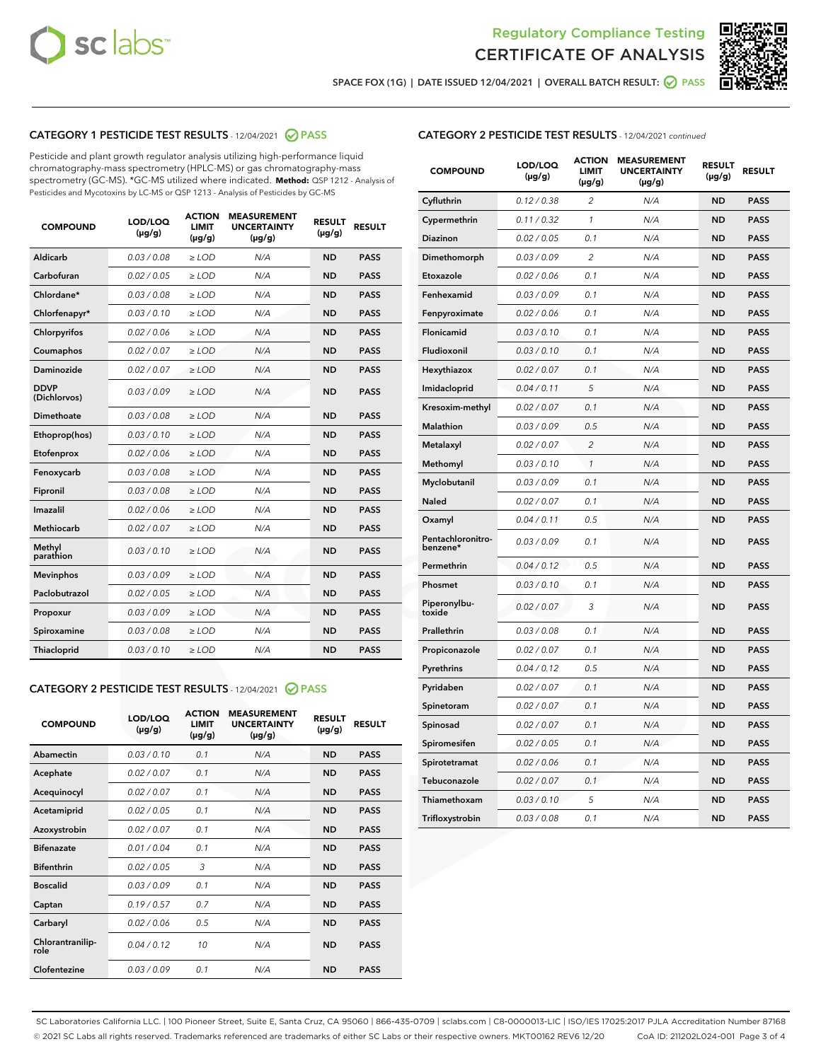Regulatory Compliance Testing

# CERTIFICATE OF ANALYSIS

SPACE FOX (1G) | DATE ISSUED 12/04/2021 | OVERALL BATCH RESULT: PASS

## CATEGORY 1 PESTICIDE TEST RESULTS - 12/04/2021 PASS

Pesticide and plant growth regulator analysis utilizing high-performance liquid chromatography-mass spectrometry (HPLC-MS) or gas chromatography-mass spectrometry (GC-MS). *GC-MS utilized where indicated. **Method:** QSP 1212 - Analysis of Pesticides and Mycotoxins by LC-MS or QSP 1213 - Analysis of Pesticides by GC-MS

| COMPOUND | LOD/LOQ (µg/g) | ACTION LIMIT (µg/g) | MEASUREMENT UNCERTAINTY (µg/g) | RESULT (µg/g) | RESULT |
|---|---|---|---|---|---|
| Aldicarb | 0.03 / 0.08 | ≥ LOD | N/A | ND | PASS |
| Carbofuran | 0.02 / 0.05 | ≥ LOD | N/A | ND | PASS |
| Chlordane* | 0.03 / 0.08 | ≥ LOD | N/A | ND | PASS |
| Chlorfenapyr* | 0.03 / 0.10 | ≥ LOD | N/A | ND | PASS |
| Chlorpyrifos | 0.02 / 0.06 | ≥ LOD | N/A | ND | PASS |
| Coumaphos | 0.02 / 0.07 | ≥ LOD | N/A | ND | PASS |
| Daminozide | 0.02 / 0.07 | ≥ LOD | N/A | ND | PASS |
| DDVP (Dichlorvos) | 0.03 / 0.09 | ≥ LOD | N/A | ND | PASS |
| Dimethoate | 0.03 / 0.08 | ≥ LOD | N/A | ND | PASS |
| Ethoprop(hos) | 0.03 / 0.10 | ≥ LOD | N/A | ND | PASS |
| Etofenprox | 0.02 / 0.06 | ≥ LOD | N/A | ND | PASS |
| Fenoxycarb | 0.03 / 0.08 | ≥ LOD | N/A | ND | PASS |
| Fipronil | 0.03 / 0.08 | ≥ LOD | N/A | ND | PASS |
| Imazalil | 0.02 / 0.06 | ≥ LOD | N/A | ND | PASS |
| Methiocarb | 0.02 / 0.07 | ≥ LOD | N/A | ND | PASS |
| Methyl parathion | 0.03 / 0.10 | ≥ LOD | N/A | ND | PASS |
| Mevinphos | 0.03 / 0.09 | ≥ LOD | N/A | ND | PASS |
| Paclobutrazol | 0.02 / 0.05 | ≥ LOD | N/A | ND | PASS |
| Propoxur | 0.03 / 0.09 | ≥ LOD | N/A | ND | PASS |
| Spiroxamine | 0.03 / 0.08 | ≥ LOD | N/A | ND | PASS |
| Thiacloprid | 0.03 / 0.10 | ≥ LOD | N/A | ND | PASS |

## CATEGORY 2 PESTICIDE TEST RESULTS - 12/04/2021 PASS

| COMPOUND | LOD/LOQ (µg/g) | ACTION LIMIT (µg/g) | MEASUREMENT UNCERTAINTY (µg/g) | RESULT (µg/g) | RESULT |
|---|---|---|---|---|---|
| Abamectin | 0.03 / 0.10 | 0.1 | N/A | ND | PASS |
| Acephate | 0.02 / 0.07 | 0.1 | N/A | ND | PASS |
| Acequinocyl | 0.02 / 0.07 | 0.1 | N/A | ND | PASS |
| Acetamiprid | 0.02 / 0.05 | 0.1 | N/A | ND | PASS |
| Azoxystrobin | 0.02 / 0.07 | 0.1 | N/A | ND | PASS |
| Bifenazate | 0.01 / 0.04 | 0.1 | N/A | ND | PASS |
| Bifenthrin | 0.02 / 0.05 | 3 | N/A | ND | PASS |
| Boscalid | 0.03 / 0.09 | 0.1 | N/A | ND | PASS |
| Captan | 0.19 / 0.57 | 0.7 | N/A | ND | PASS |
| Carbaryl | 0.02 / 0.06 | 0.5 | N/A | ND | PASS |
| Chlorantraniliprole | 0.04 / 0.12 | 10 | N/A | ND | PASS |
| Clofentezine | 0.03 / 0.09 | 0.1 | N/A | ND | PASS |
| Cyfluthrin | 0.12 / 0.38 | 2 | N/A | ND | PASS |
| Cypermethrin | 0.11 / 0.32 | 1 | N/A | ND | PASS |
| Diazinon | 0.02 / 0.05 | 0.1 | N/A | ND | PASS |
| Dimethomorph | 0.03 / 0.09 | 2 | N/A | ND | PASS |
| Etoxazole | 0.02 / 0.06 | 0.1 | N/A | ND | PASS |
| Fenhexamid | 0.03 / 0.09 | 0.1 | N/A | ND | PASS |
| Fenpyroximate | 0.02 / 0.06 | 0.1 | N/A | ND | PASS |
| Flonicamid | 0.03 / 0.10 | 0.1 | N/A | ND | PASS |
| Fludioxonil | 0.03 / 0.10 | 0.1 | N/A | ND | PASS |
| Hexythiazox | 0.02 / 0.07 | 0.1 | N/A | ND | PASS |
| Imidacloprid | 0.04 / 0.11 | 5 | N/A | ND | PASS |
| Kresoxim-methyl | 0.02 / 0.07 | 0.1 | N/A | ND | PASS |
| Malathion | 0.03 / 0.09 | 0.5 | N/A | ND | PASS |
| Metalaxyl | 0.02 / 0.07 | 2 | N/A | ND | PASS |
| Methomyl | 0.03 / 0.10 | 1 | N/A | ND | PASS |
| Myclobutanil | 0.03 / 0.09 | 0.1 | N/A | ND | PASS |
| Naled | 0.02 / 0.07 | 0.1 | N/A | ND | PASS |
| Oxamyl | 0.04 / 0.11 | 0.5 | N/A | ND | PASS |
| Pentachloronitrobenzene* | 0.03 / 0.09 | 0.1 | N/A | ND | PASS |
| Permethrin | 0.04 / 0.12 | 0.5 | N/A | ND | PASS |
| Phosmet | 0.03 / 0.10 | 0.1 | N/A | ND | PASS |
| Piperonylbutoxide | 0.02 / 0.07 | 3 | N/A | ND | PASS |
| Prallethrin | 0.03 / 0.08 | 0.1 | N/A | ND | PASS |
| Propiconazole | 0.02 / 0.07 | 0.1 | N/A | ND | PASS |
| Pyrethrins | 0.04 / 0.12 | 0.5 | N/A | ND | PASS |
| Pyridaben | 0.02 / 0.07 | 0.1 | N/A | ND | PASS |
| Spinetoram | 0.02 / 0.07 | 0.1 | N/A | ND | PASS |
| Spinosad | 0.02 / 0.07 | 0.1 | N/A | ND | PASS |
| Spiromesifen | 0.02 / 0.05 | 0.1 | N/A | ND | PASS |
| Spirotetramat | 0.02 / 0.06 | 0.1 | N/A | ND | PASS |
| Tebuconazole | 0.02 / 0.07 | 0.1 | N/A | ND | PASS |
| Thiamethoxam | 0.03 / 0.10 | 5 | N/A | ND | PASS |
| Trifloxystrobin | 0.03 / 0.08 | 0.1 | N/A | ND | PASS |

SC Laboratories California LLC. | 100 Pioneer Street, Suite E, Santa Cruz, CA 95060 | 866-435-0709 | sclabs.com | C8-0000013-LIC | ISO/IES 17025:2017 PJLA Accreditation Number 87168
© 2021 SC Labs all rights reserved. Trademarks referenced are trademarks of either SC Labs or their respective owners. MKT00162 REV6 12/20 CoA ID: 211202L024-001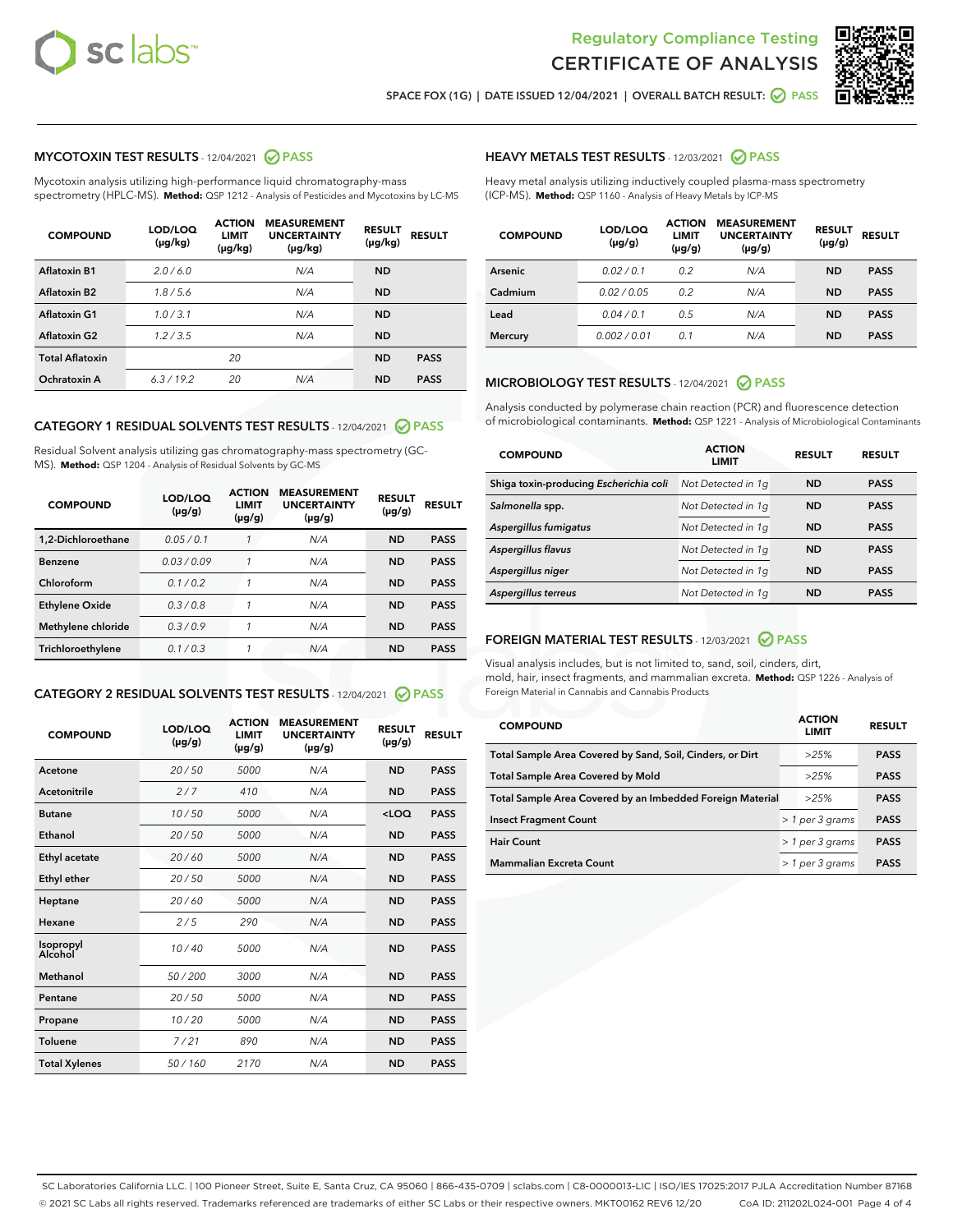# Regulatory Compliance Testing
# CERTIFICATE OF ANALYSIS

SPACE FOX (1G) | DATE ISSUED 12/04/2021 | OVERALL BATCH RESULT: PASS

## MYCOTOXIN TEST RESULTS - 12/04/2021 PASS

Mycotoxin analysis utilizing high-performance liquid chromatography-mass spectrometry (HPLC-MS). **Method:** QSP 1212 - Analysis of Pesticides and Mycotoxins by LC-MS

| COMPOUND | LOD/LOQ (µg/kg) | ACTION LIMIT (µg/kg) | MEASUREMENT UNCERTAINTY (µg/kg) | RESULT (µg/kg) | RESULT |
|---|---|---|---|---|---|
| Aflatoxin B1 | 2.0 / 6.0 | | N/A | ND | |
| Aflatoxin B2 | 1.8 / 5.6 | | N/A | ND | |
| Aflatoxin G1 | 1.0 / 3.1 | | N/A | ND | |
| Aflatoxin G2 | 1.2 / 3.5 | | N/A | ND | |
| Total Aflatoxin | | 20 | | ND | PASS |
| Ochratoxin A | 6.3 / 19.2 | 20 | N/A | ND | PASS |

## CATEGORY 1 RESIDUAL SOLVENTS TEST RESULTS - 12/04/2021 PASS

Residual Solvent analysis utilizing gas chromatography-mass spectrometry (GC-MS). **Method:** QSP 1204 - Analysis of Residual Solvents by GC-MS

| COMPOUND | LOD/LOQ (µg/g) | ACTION LIMIT (µg/g) | MEASUREMENT UNCERTAINTY (µg/g) | RESULT (µg/g) | RESULT |
|---|---|---|---|---|---|
| 1,2-Dichloroethane | 0.05 / 0.1 | 1 | N/A | ND | PASS |
| Benzene | 0.03 / 0.09 | 1 | N/A | ND | PASS |
| Chloroform | 0.1 / 0.2 | 1 | N/A | ND | PASS |
| Ethylene Oxide | 0.3 / 0.8 | 1 | N/A | ND | PASS |
| Methylene chloride | 0.3 / 0.9 | 1 | N/A | ND | PASS |
| Trichloroethylene | 0.1 / 0.3 | 1 | N/A | ND | PASS |

## CATEGORY 2 RESIDUAL SOLVENTS TEST RESULTS - 12/04/2021 PASS

| COMPOUND | LOD/LOQ (µg/g) | ACTION LIMIT (µg/g) | MEASUREMENT UNCERTAINTY (µg/g) | RESULT (µg/g) | RESULT |
|---|---|---|---|---|---|
| Acetone | 20 / 50 | 5000 | N/A | ND | PASS |
| Acetonitrile | 2 / 7 | 410 | N/A | ND | PASS |
| Butane | 10 / 50 | 5000 | N/A | <LOQ | PASS |
| Ethanol | 20 / 50 | 5000 | N/A | ND | PASS |
| Ethyl acetate | 20 / 60 | 5000 | N/A | ND | PASS |
| Ethyl ether | 20 / 50 | 5000 | N/A | ND | PASS |
| Heptane | 20 / 60 | 5000 | N/A | ND | PASS |
| Hexane | 2 / 5 | 290 | N/A | ND | PASS |
| Isopropyl Alcohol | 10 / 40 | 5000 | N/A | ND | PASS |
| Methanol | 50 / 200 | 3000 | N/A | ND | PASS |
| Pentane | 20 / 50 | 5000 | N/A | ND | PASS |
| Propane | 10 / 20 | 5000 | N/A | ND | PASS |
| Toluene | 7 / 21 | 890 | N/A | ND | PASS |
| Total Xylenes | 50 / 160 | 2170 | N/A | ND | PASS |

## HEAVY METALS TEST RESULTS - 12/03/2021 PASS

Heavy metal analysis utilizing inductively coupled plasma-mass spectrometry (ICP-MS). **Method:** QSP 1160 - Analysis of Heavy Metals by ICP-MS

| COMPOUND | LOD/LOQ (µg/g) | ACTION LIMIT (µg/g) | MEASUREMENT UNCERTAINTY (µg/g) | RESULT (µg/g) | RESULT |
|---|---|---|---|---|---|
| Arsenic | 0.02 / 0.1 | 0.2 | N/A | ND | PASS |
| Cadmium | 0.02 / 0.05 | 0.2 | N/A | ND | PASS |
| Lead | 0.04 / 0.1 | 0.5 | N/A | ND | PASS |
| Mercury | 0.002 / 0.01 | 0.1 | N/A | ND | PASS |

## MICROBIOLOGY TEST RESULTS - 12/04/2021 PASS

Analysis conducted by polymerase chain reaction (PCR) and fluorescence detection of microbiological contaminants. **Method:** QSP 1221 - Analysis of Microbiological Contaminants

| COMPOUND | ACTION LIMIT | RESULT | RESULT |
|---|---|---|---|
| Shiga toxin-producing *Escherichia coli* | Not Detected in 1g | ND | PASS |
| *Salmonella* spp. | Not Detected in 1g | ND | PASS |
| *Aspergillus fumigatus* | Not Detected in 1g | ND | PASS |
| *Aspergillus flavus* | Not Detected in 1g | ND | PASS |
| *Aspergillus niger* | Not Detected in 1g | ND | PASS |
| *Aspergillus terreus* | Not Detected in 1g | ND | PASS |

## FOREIGN MATERIAL TEST RESULTS - 12/03/2021 PASS

Visual analysis includes, but is not limited to, sand, soil, cinders, dirt, mold, hair, insect fragments, and mammalian excreta. **Method:** QSP 1226 - Analysis of Foreign Material in Cannabis and Cannabis Products

| COMPOUND | ACTION LIMIT | RESULT |
|---|---|---|
| Total Sample Area Covered by Sand, Soil, Cinders, or Dirt | >25% | PASS |
| Total Sample Area Covered by Mold | >25% | PASS |
| Total Sample Area Covered by an Imbedded Foreign Material | >25% | PASS |
| Insect Fragment Count | > 1 per 3 grams | PASS |
| Hair Count | > 1 per 3 grams | PASS |
| Mammalian Excreta Count | > 1 per 3 grams | PASS |

SC Laboratories California LLC. | 100 Pioneer Street, Suite E, Santa Cruz, CA 95060 | 866-435-0709 | sclabs.com | C8-0000013-LIC | ISO/IES 17025:2017 PJLA Accreditation Number 87168
© 2021 SC Labs all rights reserved. Trademarks referenced are trademarks of either SC Labs or their respective owners. MKT00162 REV6 12/20 CoA ID: 211202L024-001